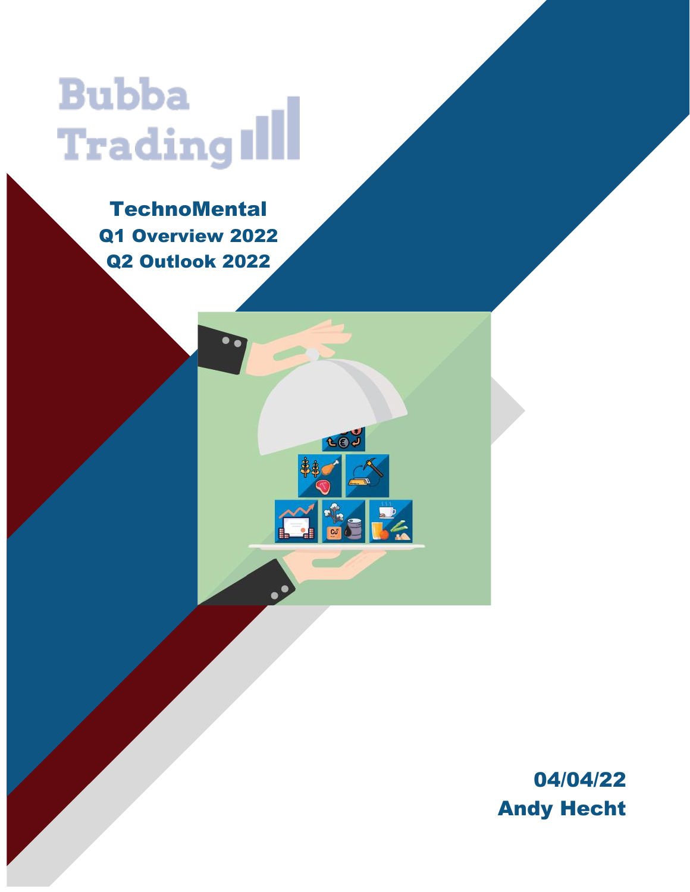# Bubba Trading

## TechnoMental

### Q1 Overview 2022

### Q2 Outlook 2022

**04/04/22**

**Andy Hecht**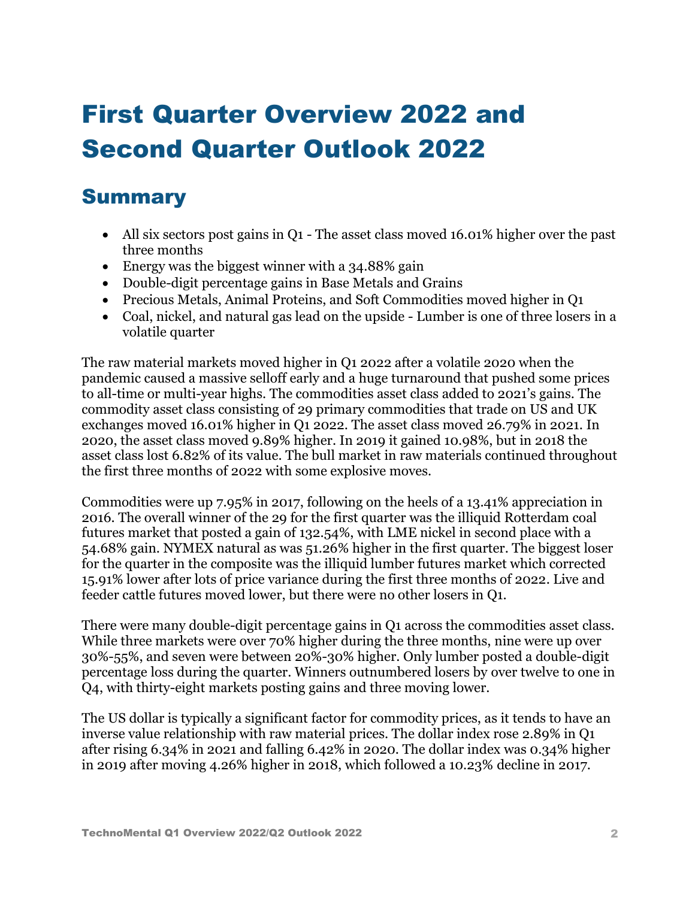# First Quarter Overview 2022 and Second Quarter Outlook 2022

## Summary

- All six sectors post gains in Q1 - The asset class moved 16.01% higher over the past three months
- Energy was the biggest winner with a 34.88% gain
- Double-digit percentage gains in Base Metals and Grains
- Precious Metals, Animal Proteins, and Soft Commodities moved higher in Q1
- Coal, nickel, and natural gas lead on the upside - Lumber is one of three losers in a volatile quarter

The raw material markets moved higher in Q1 2022 after a volatile 2020 when the pandemic caused a massive selloff early and a huge turnaround that pushed some prices to all-time or multi-year highs. The commodities asset class added to 2021's gains. The commodity asset class consisting of 29 primary commodities that trade on US and UK exchanges moved 16.01% higher in Q1 2022. The asset class moved 26.79% in 2021. In 2020, the asset class moved 9.89% higher. In 2019 it gained 10.98%, but in 2018 the asset class lost 6.82% of its value. The bull market in raw materials continued throughout the first three months of 2022 with some explosive moves.

Commodities were up 7.95% in 2017, following on the heels of a 13.41% appreciation in 2016. The overall winner of the 29 for the first quarter was the illiquid Rotterdam coal futures market that posted a gain of 132.54%, with LME nickel in second place with a 54.68% gain. NYMEX natural as was 51.26% higher in the first quarter. The biggest loser for the quarter in the composite was the illiquid lumber futures market which corrected 15.91% lower after lots of price variance during the first three months of 2022. Live and feeder cattle futures moved lower, but there were no other losers in Q1.

There were many double-digit percentage gains in Q1 across the commodities asset class. While three markets were over 70% higher during the three months, nine were up over 30%-55%, and seven were between 20%-30% higher. Only lumber posted a double-digit percentage loss during the quarter. Winners outnumbered losers by over twelve to one in Q4, with thirty-eight markets posting gains and three moving lower.

The US dollar is typically a significant factor for commodity prices, as it tends to have an inverse value relationship with raw material prices. The dollar index rose 2.89% in Q1 after rising 6.34% in 2021 and falling 6.42% in 2020. The dollar index was 0.34% higher in 2019 after moving 4.26% higher in 2018, which followed a 10.23% decline in 2017.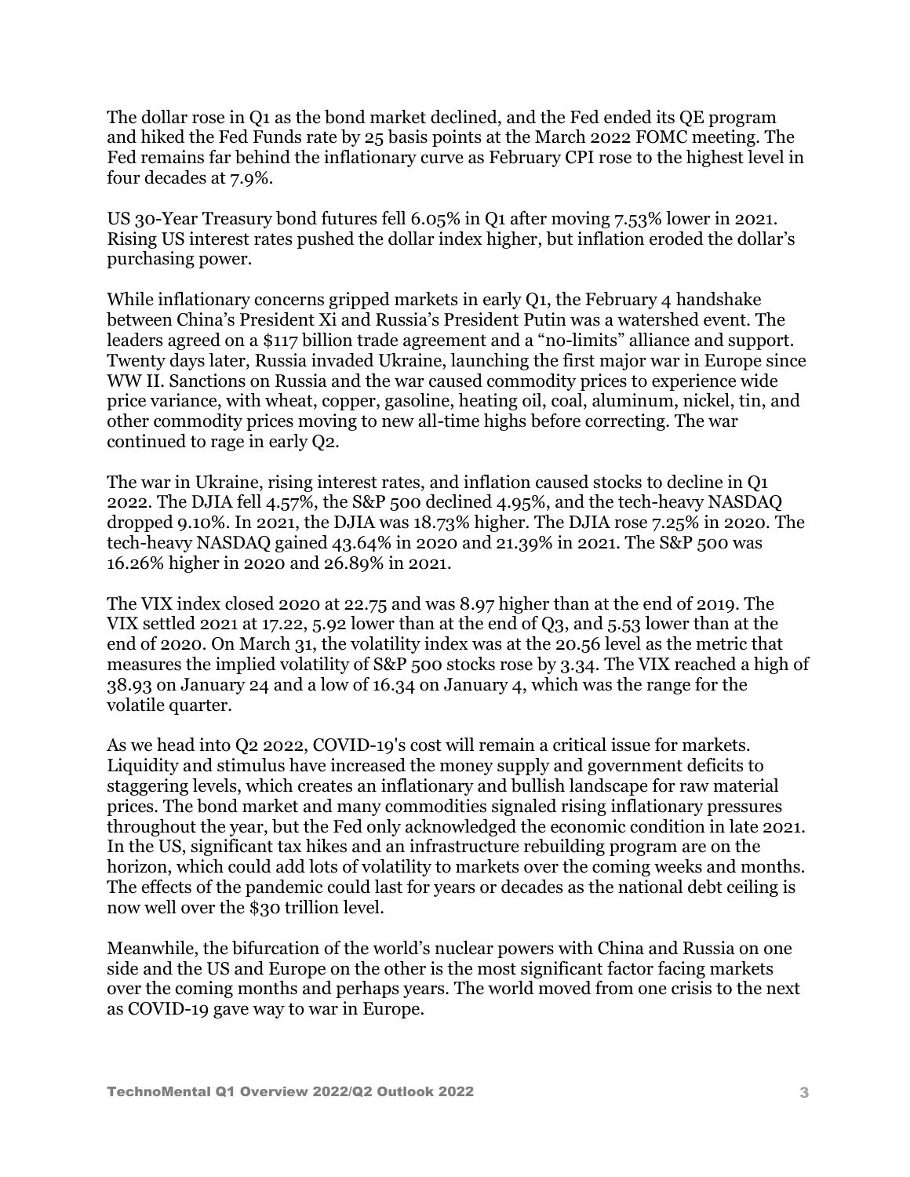The dollar rose in Q1 as the bond market declined, and the Fed ended its QE program and hiked the Fed Funds rate by 25 basis points at the March 2022 FOMC meeting. The Fed remains far behind the inflationary curve as February CPI rose to the highest level in four decades at 7.9%.

US 30-Year Treasury bond futures fell 6.05% in Q1 after moving 7.53% lower in 2021. Rising US interest rates pushed the dollar index higher, but inflation eroded the dollar's purchasing power.

While inflationary concerns gripped markets in early Q1, the February 4 handshake between China's President Xi and Russia's President Putin was a watershed event. The leaders agreed on a $117 billion trade agreement and a "no-limits" alliance and support. Twenty days later, Russia invaded Ukraine, launching the first major war in Europe since WW II. Sanctions on Russia and the war caused commodity prices to experience wide price variance, with wheat, copper, gasoline, heating oil, coal, aluminum, nickel, tin, and other commodity prices moving to new all-time highs before correcting. The war continued to rage in early Q2.

The war in Ukraine, rising interest rates, and inflation caused stocks to decline in Q1 2022. The DJIA fell 4.57%, the S&P 500 declined 4.95%, and the tech-heavy NASDAQ dropped 9.10%. In 2021, the DJIA was 18.73% higher. The DJIA rose 7.25% in 2020. The tech-heavy NASDAQ gained 43.64% in 2020 and 21.39% in 2021. The S&P 500 was 16.26% higher in 2020 and 26.89% in 2021.

The VIX index closed 2020 at 22.75 and was 8.97 higher than at the end of 2019. The VIX settled 2021 at 17.22, 5.92 lower than at the end of Q3, and 5.53 lower than at the end of 2020. On March 31, the volatility index was at the 20.56 level as the metric that measures the implied volatility of S&P 500 stocks rose by 3.34. The VIX reached a high of 38.93 on January 24 and a low of 16.34 on January 4, which was the range for the volatile quarter.

As we head into Q2 2022, COVID-19's cost will remain a critical issue for markets. Liquidity and stimulus have increased the money supply and government deficits to staggering levels, which creates an inflationary and bullish landscape for raw material prices. The bond market and many commodities signaled rising inflationary pressures throughout the year, but the Fed only acknowledged the economic condition in late 2021. In the US, significant tax hikes and an infrastructure rebuilding program are on the horizon, which could add lots of volatility to markets over the coming weeks and months. The effects of the pandemic could last for years or decades as the national debt ceiling is now well over the $30 trillion level.

Meanwhile, the bifurcation of the world's nuclear powers with China and Russia on one side and the US and Europe on the other is the most significant factor facing markets over the coming months and perhaps years. The world moved from one crisis to the next as COVID-19 gave way to war in Europe.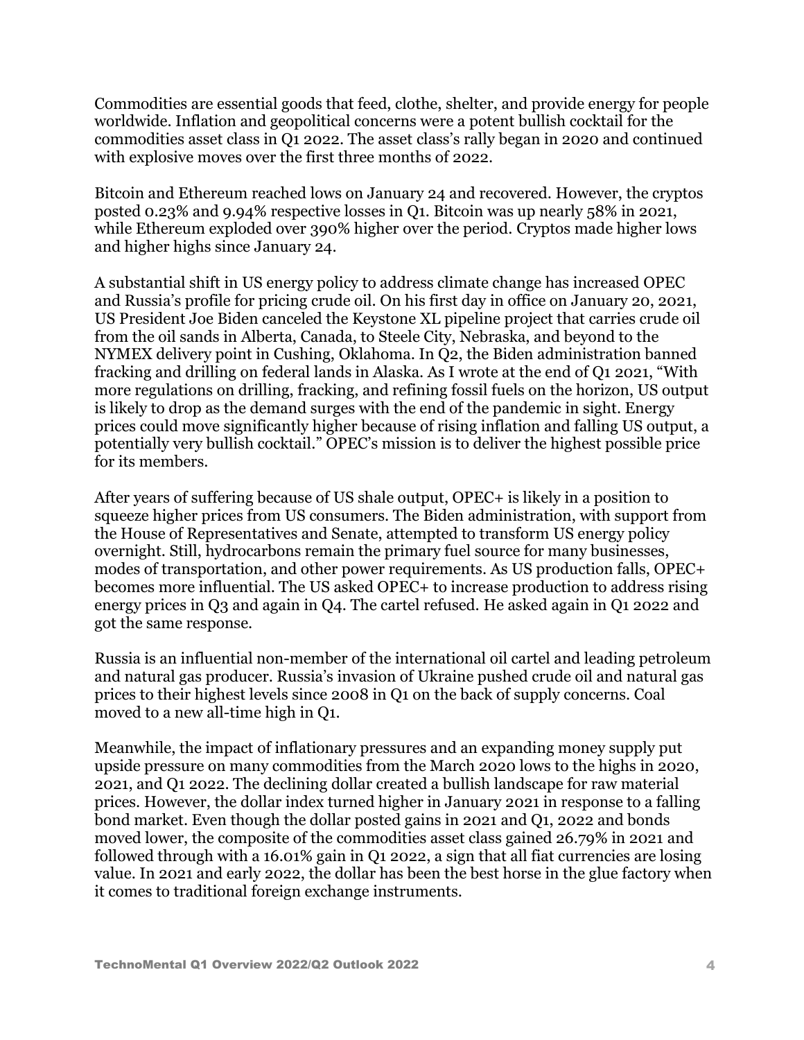Commodities are essential goods that feed, clothe, shelter, and provide energy for people worldwide. Inflation and geopolitical concerns were a potent bullish cocktail for the commodities asset class in Q1 2022. The asset class's rally began in 2020 and continued with explosive moves over the first three months of 2022.

Bitcoin and Ethereum reached lows on January 24 and recovered. However, the cryptos posted 0.23% and 9.94% respective losses in Q1. Bitcoin was up nearly 58% in 2021, while Ethereum exploded over 390% higher over the period. Cryptos made higher lows and higher highs since January 24.

A substantial shift in US energy policy to address climate change has increased OPEC and Russia's profile for pricing crude oil. On his first day in office on January 20, 2021, US President Joe Biden canceled the Keystone XL pipeline project that carries crude oil from the oil sands in Alberta, Canada, to Steele City, Nebraska, and beyond to the NYMEX delivery point in Cushing, Oklahoma. In Q2, the Biden administration banned fracking and drilling on federal lands in Alaska. As I wrote at the end of Q1 2021, "With more regulations on drilling, fracking, and refining fossil fuels on the horizon, US output is likely to drop as the demand surges with the end of the pandemic in sight. Energy prices could move significantly higher because of rising inflation and falling US output, a potentially very bullish cocktail." OPEC's mission is to deliver the highest possible price for its members.

After years of suffering because of US shale output, OPEC+ is likely in a position to squeeze higher prices from US consumers. The Biden administration, with support from the House of Representatives and Senate, attempted to transform US energy policy overnight. Still, hydrocarbons remain the primary fuel source for many businesses, modes of transportation, and other power requirements. As US production falls, OPEC+ becomes more influential. The US asked OPEC+ to increase production to address rising energy prices in Q3 and again in Q4. The cartel refused. He asked again in Q1 2022 and got the same response.

Russia is an influential non-member of the international oil cartel and leading petroleum and natural gas producer. Russia's invasion of Ukraine pushed crude oil and natural gas prices to their highest levels since 2008 in Q1 on the back of supply concerns. Coal moved to a new all-time high in Q1.

Meanwhile, the impact of inflationary pressures and an expanding money supply put upside pressure on many commodities from the March 2020 lows to the highs in 2020, 2021, and Q1 2022. The declining dollar created a bullish landscape for raw material prices. However, the dollar index turned higher in January 2021 in response to a falling bond market. Even though the dollar posted gains in 2021 and Q1, 2022 and bonds moved lower, the composite of the commodities asset class gained 26.79% in 2021 and followed through with a 16.01% gain in Q1 2022, a sign that all fiat currencies are losing value. In 2021 and early 2022, the dollar has been the best horse in the glue factory when it comes to traditional foreign exchange instruments.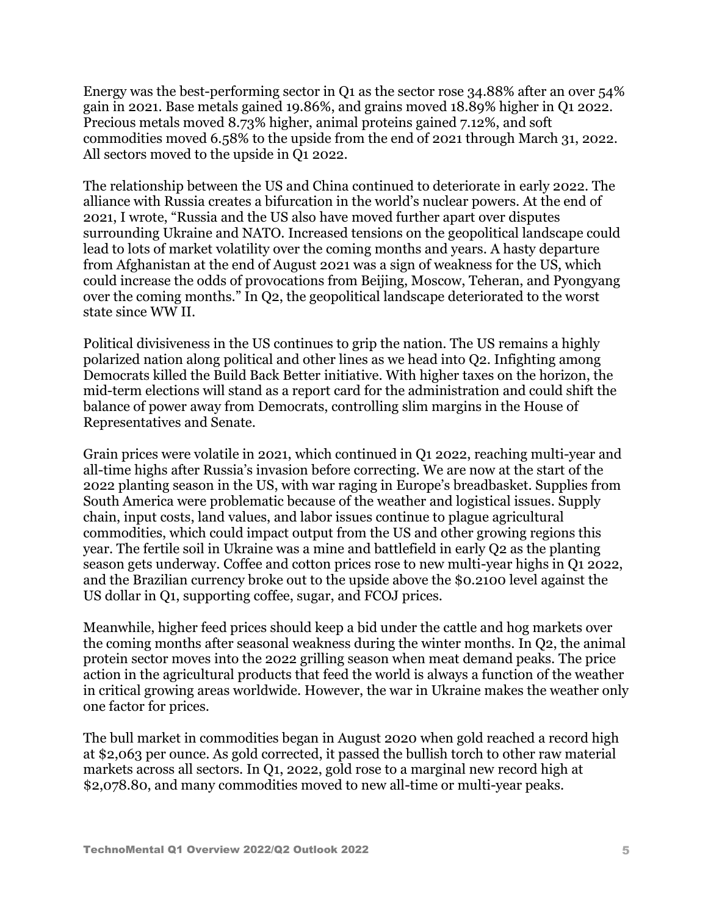Energy was the best-performing sector in Q1 as the sector rose 34.88% after an over 54% gain in 2021. Base metals gained 19.86%, and grains moved 18.89% higher in Q1 2022. Precious metals moved 8.73% higher, animal proteins gained 7.12%, and soft commodities moved 6.58% to the upside from the end of 2021 through March 31, 2022. All sectors moved to the upside in Q1 2022.

The relationship between the US and China continued to deteriorate in early 2022. The alliance with Russia creates a bifurcation in the world's nuclear powers. At the end of 2021, I wrote, "Russia and the US also have moved further apart over disputes surrounding Ukraine and NATO. Increased tensions on the geopolitical landscape could lead to lots of market volatility over the coming months and years. A hasty departure from Afghanistan at the end of August 2021 was a sign of weakness for the US, which could increase the odds of provocations from Beijing, Moscow, Teheran, and Pyongyang over the coming months." In Q2, the geopolitical landscape deteriorated to the worst state since WW II.

Political divisiveness in the US continues to grip the nation. The US remains a highly polarized nation along political and other lines as we head into Q2. Infighting among Democrats killed the Build Back Better initiative. With higher taxes on the horizon, the mid-term elections will stand as a report card for the administration and could shift the balance of power away from Democrats, controlling slim margins in the House of Representatives and Senate.

Grain prices were volatile in 2021, which continued in Q1 2022, reaching multi-year and all-time highs after Russia's invasion before correcting. We are now at the start of the 2022 planting season in the US, with war raging in Europe's breadbasket. Supplies from South America were problematic because of the weather and logistical issues. Supply chain, input costs, land values, and labor issues continue to plague agricultural commodities, which could impact output from the US and other growing regions this year. The fertile soil in Ukraine was a mine and battlefield in early Q2 as the planting season gets underway. Coffee and cotton prices rose to new multi-year highs in Q1 2022, and the Brazilian currency broke out to the upside above the $0.2100 level against the US dollar in Q1, supporting coffee, sugar, and FCOJ prices.

Meanwhile, higher feed prices should keep a bid under the cattle and hog markets over the coming months after seasonal weakness during the winter months. In Q2, the animal protein sector moves into the 2022 grilling season when meat demand peaks. The price action in the agricultural products that feed the world is always a function of the weather in critical growing areas worldwide. However, the war in Ukraine makes the weather only one factor for prices.

The bull market in commodities began in August 2020 when gold reached a record high at $2,063 per ounce. As gold corrected, it passed the bullish torch to other raw material markets across all sectors. In Q1, 2022, gold rose to a marginal new record high at $2,078.80, and many commodities moved to new all-time or multi-year peaks.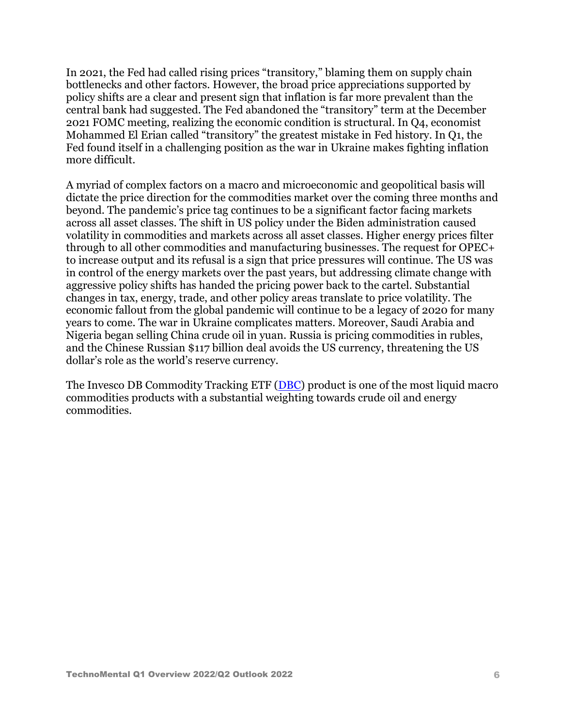In 2021, the Fed had called rising prices "transitory," blaming them on supply chain bottlenecks and other factors. However, the broad price appreciations supported by policy shifts are a clear and present sign that inflation is far more prevalent than the central bank had suggested. The Fed abandoned the "transitory" term at the December 2021 FOMC meeting, realizing the economic condition is structural. In Q4, economist Mohammed El Erian called "transitory" the greatest mistake in Fed history. In Q1, the Fed found itself in a challenging position as the war in Ukraine makes fighting inflation more difficult.

A myriad of complex factors on a macro and microeconomic and geopolitical basis will dictate the price direction for the commodities market over the coming three months and beyond. The pandemic's price tag continues to be a significant factor facing markets across all asset classes. The shift in US policy under the Biden administration caused volatility in commodities and markets across all asset classes. Higher energy prices filter through to all other commodities and manufacturing businesses. The request for OPEC+ to increase output and its refusal is a sign that price pressures will continue. The US was in control of the energy markets over the past years, but addressing climate change with aggressive policy shifts has handed the pricing power back to the cartel. Substantial changes in tax, energy, trade, and other policy areas translate to price volatility. The economic fallout from the global pandemic will continue to be a legacy of 2020 for many years to come. The war in Ukraine complicates matters. Moreover, Saudi Arabia and Nigeria began selling China crude oil in yuan. Russia is pricing commodities in rubles, and the Chinese Russian $117 billion deal avoids the US currency, threatening the US dollar's role as the world's reserve currency.

The Invesco DB Commodity Tracking ETF (DBC) product is one of the most liquid macro commodities products with a substantial weighting towards crude oil and energy commodities.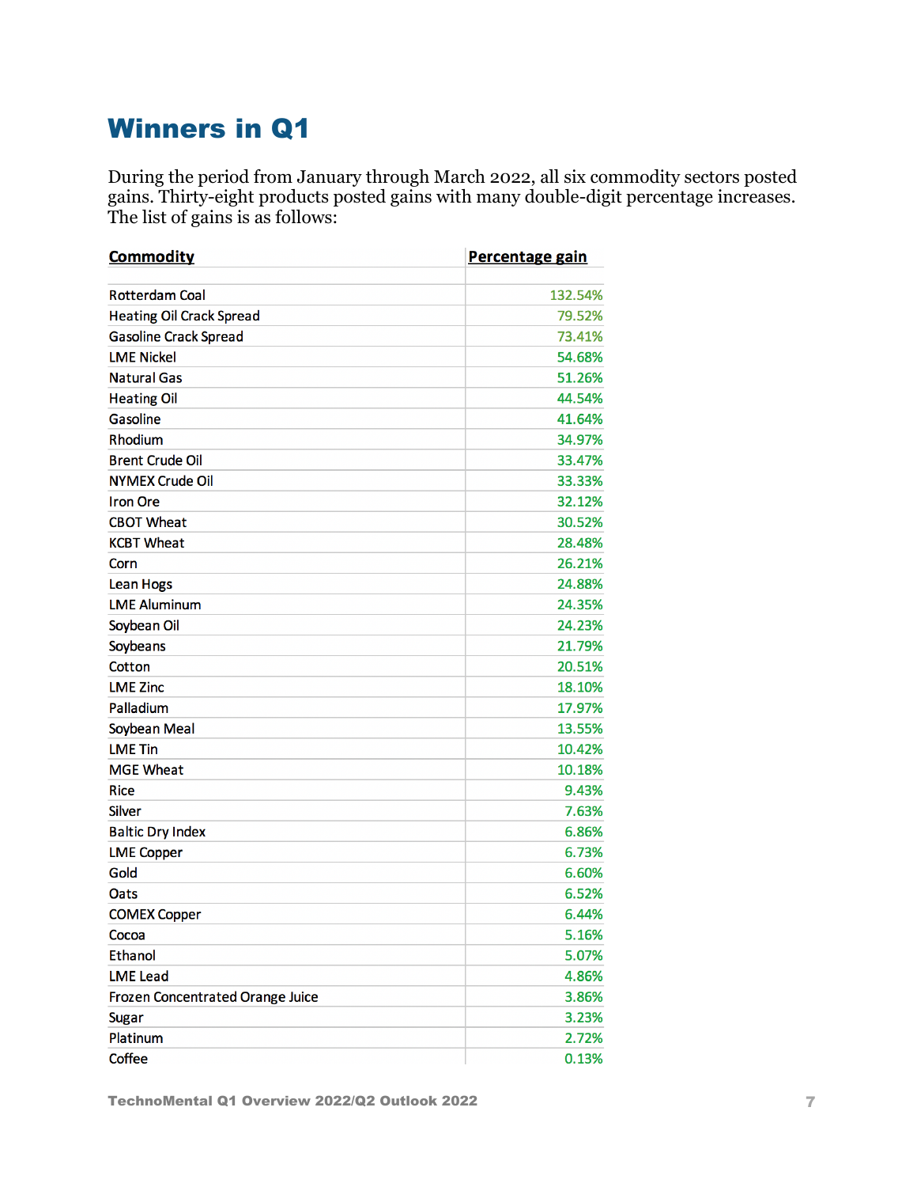# Winners in Q1

During the period from January through March 2022, all six commodity sectors posted gains. Thirty-eight products posted gains with many double-digit percentage increases. The list of gains is as follows:

| Commodity | Percentage gain |
|---|---|
| Rotterdam Coal | 132.54% |
| Heating Oil Crack Spread | 79.52% |
| Gasoline Crack Spread | 73.41% |
| LME Nickel | 54.68% |
| Natural Gas | 51.26% |
| Heating Oil | 44.54% |
| Gasoline | 41.64% |
| Rhodium | 34.97% |
| Brent Crude Oil | 33.47% |
| NYMEX Crude Oil | 33.33% |
| Iron Ore | 32.12% |
| CBOT Wheat | 30.52% |
| KCBT Wheat | 28.48% |
| Corn | 26.21% |
| Lean Hogs | 24.88% |
| LME Aluminum | 24.35% |
| Soybean Oil | 24.23% |
| Soybeans | 21.79% |
| Cotton | 20.51% |
| LME Zinc | 18.10% |
| Palladium | 17.97% |
| Soybean Meal | 13.55% |
| LME Tin | 10.42% |
| MGE Wheat | 10.18% |
| Rice | 9.43% |
| Silver | 7.63% |
| Baltic Dry Index | 6.86% |
| LME Copper | 6.73% |
| Gold | 6.60% |
| Oats | 6.52% |
| COMEX Copper | 6.44% |
| Cocoa | 5.16% |
| Ethanol | 5.07% |
| LME Lead | 4.86% |
| Frozen Concentrated Orange Juice | 3.86% |
| Sugar | 3.23% |
| Platinum | 2.72% |
| Coffee | 0.13% |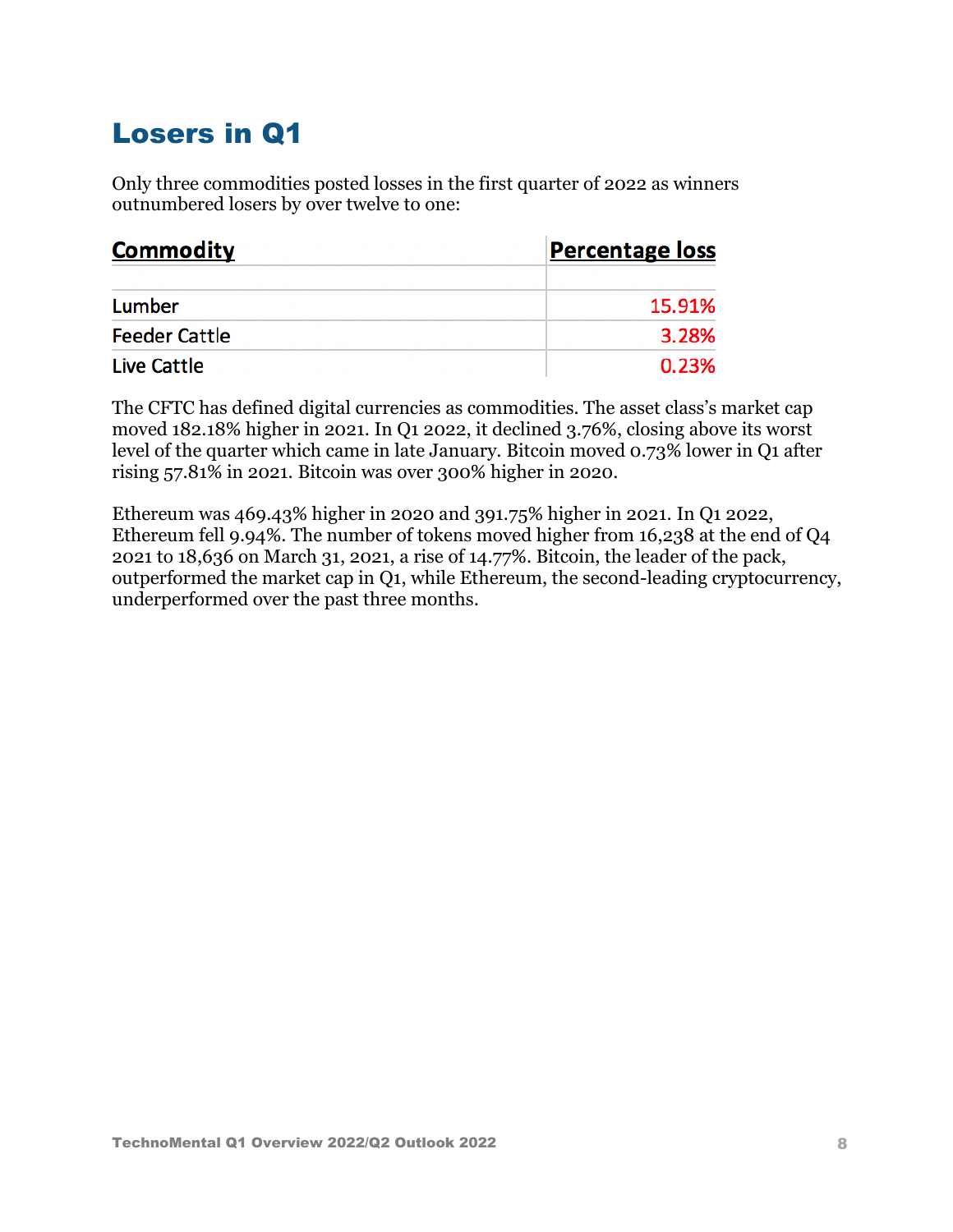## Losers in Q1

Only three commodities posted losses in the first quarter of 2022 as winners outnumbered losers by over twelve to one:

| Commodity | Percentage loss |
|---|---|
| Lumber | 15.91% |
| Feeder Cattle | 3.28% |
| Live Cattle | 0.23% |

The CFTC has defined digital currencies as commodities. The asset class's market cap moved 182.18% higher in 2021. In Q1 2022, it declined 3.76%, closing above its worst level of the quarter which came in late January. Bitcoin moved 0.73% lower in Q1 after rising 57.81% in 2021. Bitcoin was over 300% higher in 2020.

Ethereum was 469.43% higher in 2020 and 391.75% higher in 2021. In Q1 2022, Ethereum fell 9.94%. The number of tokens moved higher from 16,238 at the end of Q4 2021 to 18,636 on March 31, 2021, a rise of 14.77%. Bitcoin, the leader of the pack, outperformed the market cap in Q1, while Ethereum, the second-leading cryptocurrency, underperformed over the past three months.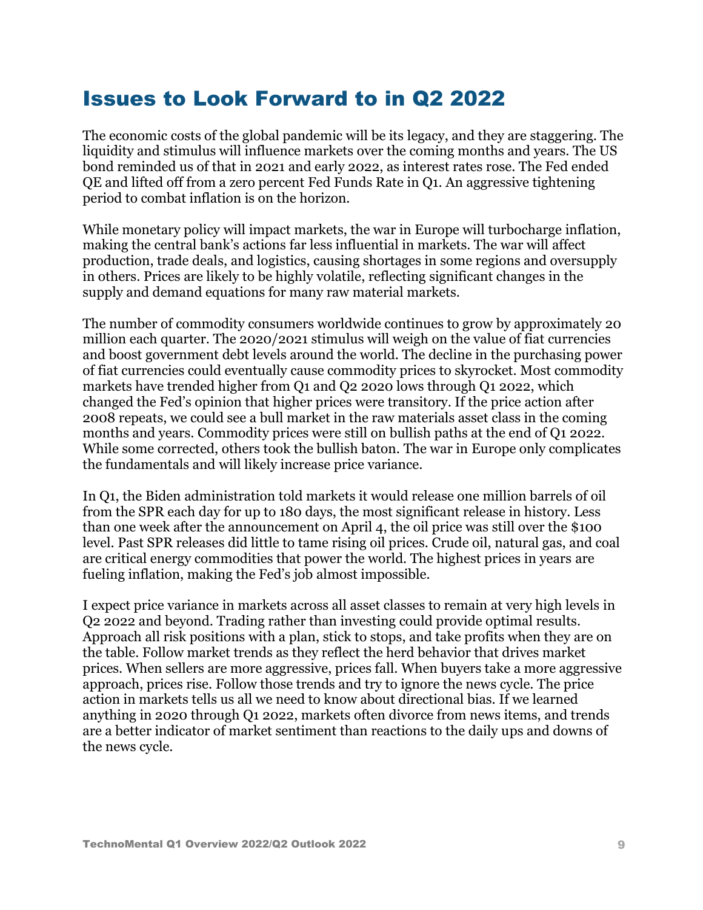# Issues to Look Forward to in Q2 2022

The economic costs of the global pandemic will be its legacy, and they are staggering. The liquidity and stimulus will influence markets over the coming months and years. The US bond reminded us of that in 2021 and early 2022, as interest rates rose. The Fed ended QE and lifted off from a zero percent Fed Funds Rate in Q1. An aggressive tightening period to combat inflation is on the horizon.

While monetary policy will impact markets, the war in Europe will turbocharge inflation, making the central bank's actions far less influential in markets. The war will affect production, trade deals, and logistics, causing shortages in some regions and oversupply in others. Prices are likely to be highly volatile, reflecting significant changes in the supply and demand equations for many raw material markets.

The number of commodity consumers worldwide continues to grow by approximately 20 million each quarter. The 2020/2021 stimulus will weigh on the value of fiat currencies and boost government debt levels around the world. The decline in the purchasing power of fiat currencies could eventually cause commodity prices to skyrocket. Most commodity markets have trended higher from Q1 and Q2 2020 lows through Q1 2022, which changed the Fed's opinion that higher prices were transitory. If the price action after 2008 repeats, we could see a bull market in the raw materials asset class in the coming months and years. Commodity prices were still on bullish paths at the end of Q1 2022. While some corrected, others took the bullish baton. The war in Europe only complicates the fundamentals and will likely increase price variance.

In Q1, the Biden administration told markets it would release one million barrels of oil from the SPR each day for up to 180 days, the most significant release in history. Less than one week after the announcement on April 4, the oil price was still over the $100 level. Past SPR releases did little to tame rising oil prices. Crude oil, natural gas, and coal are critical energy commodities that power the world. The highest prices in years are fueling inflation, making the Fed's job almost impossible.

I expect price variance in markets across all asset classes to remain at very high levels in Q2 2022 and beyond. Trading rather than investing could provide optimal results. Approach all risk positions with a plan, stick to stops, and take profits when they are on the table. Follow market trends as they reflect the herd behavior that drives market prices. When sellers are more aggressive, prices fall. When buyers take a more aggressive approach, prices rise. Follow those trends and try to ignore the news cycle. The price action in markets tells us all we need to know about directional bias. If we learned anything in 2020 through Q1 2022, markets often divorce from news items, and trends are a better indicator of market sentiment than reactions to the daily ups and downs of the news cycle.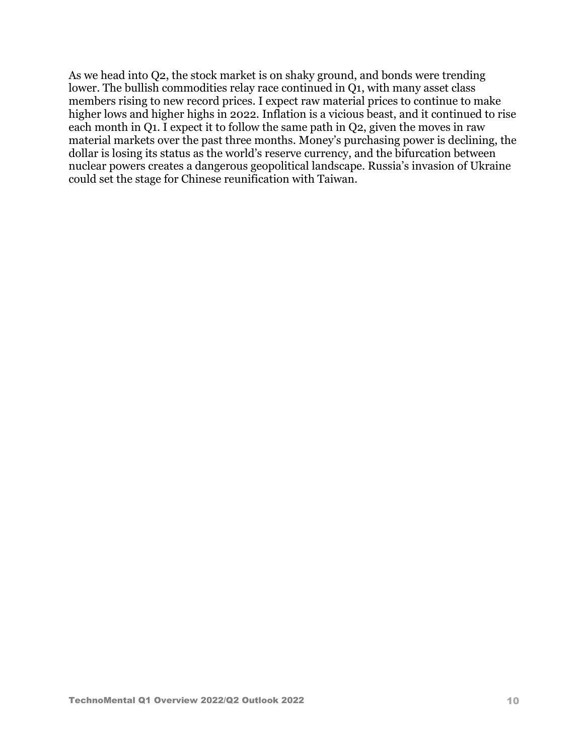As we head into Q2, the stock market is on shaky ground, and bonds were trending lower. The bullish commodities relay race continued in Q1, with many asset class members rising to new record prices. I expect raw material prices to continue to make higher lows and higher highs in 2022. Inflation is a vicious beast, and it continued to rise each month in Q1. I expect it to follow the same path in Q2, given the moves in raw material markets over the past three months. Money's purchasing power is declining, the dollar is losing its status as the world's reserve currency, and the bifurcation between nuclear powers creates a dangerous geopolitical landscape. Russia's invasion of Ukraine could set the stage for Chinese reunification with Taiwan.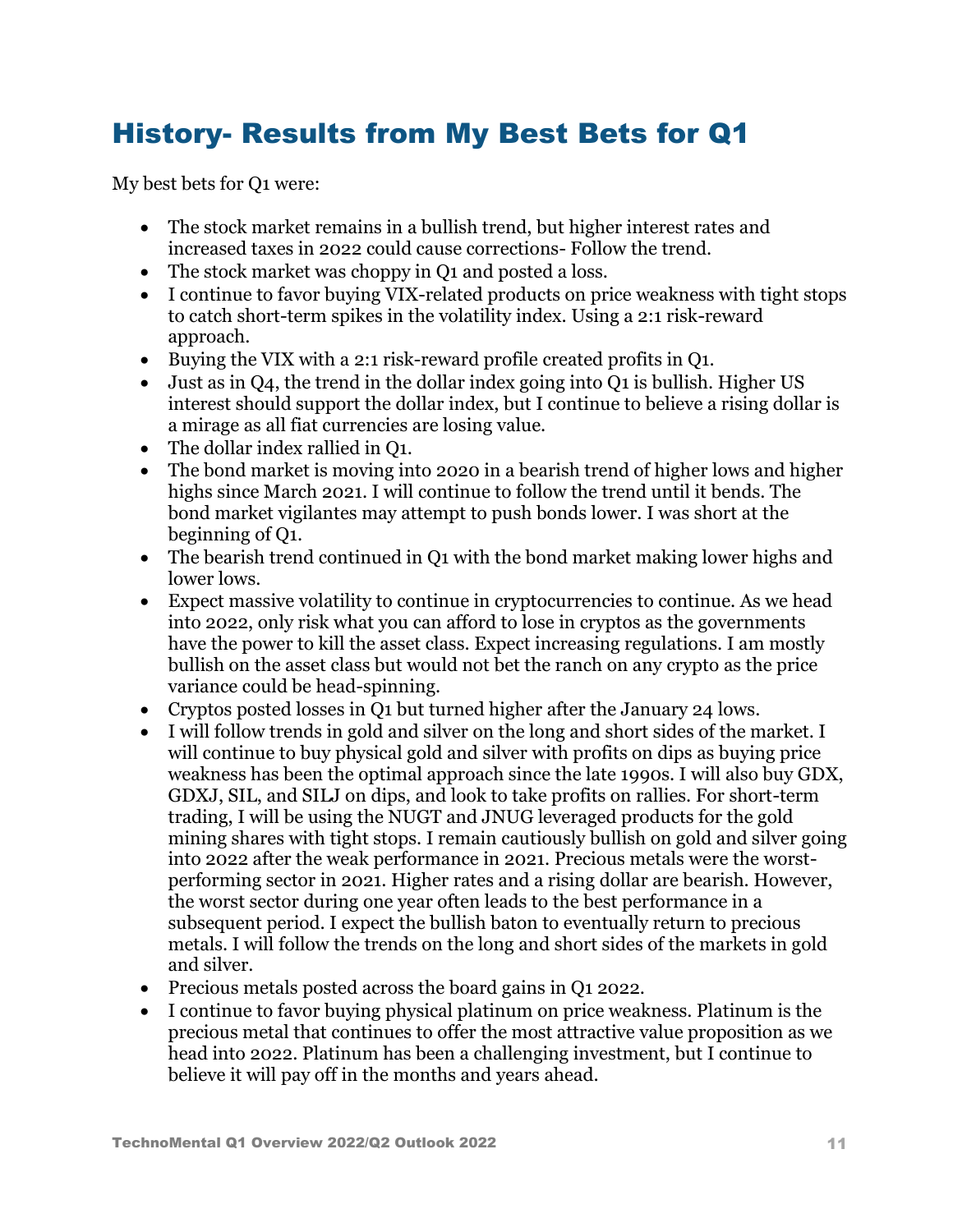## History- Results from My Best Bets for Q1

My best bets for Q1 were:

- The stock market remains in a bullish trend, but higher interest rates and increased taxes in 2022 could cause corrections- Follow the trend.
- The stock market was choppy in Q1 and posted a loss.
- I continue to favor buying VIX-related products on price weakness with tight stops to catch short-term spikes in the volatility index. Using a 2:1 risk-reward approach.
- Buying the VIX with a 2:1 risk-reward profile created profits in Q1.
- Just as in Q4, the trend in the dollar index going into Q1 is bullish. Higher US interest should support the dollar index, but I continue to believe a rising dollar is a mirage as all fiat currencies are losing value.
- The dollar index rallied in Q1.
- The bond market is moving into 2020 in a bearish trend of higher lows and higher highs since March 2021. I will continue to follow the trend until it bends. The bond market vigilantes may attempt to push bonds lower. I was short at the beginning of Q1.
- The bearish trend continued in Q1 with the bond market making lower highs and lower lows.
- Expect massive volatility to continue in cryptocurrencies to continue. As we head into 2022, only risk what you can afford to lose in cryptos as the governments have the power to kill the asset class. Expect increasing regulations. I am mostly bullish on the asset class but would not bet the ranch on any crypto as the price variance could be head-spinning.
- Cryptos posted losses in Q1 but turned higher after the January 24 lows.
- I will follow trends in gold and silver on the long and short sides of the market. I will continue to buy physical gold and silver with profits on dips as buying price weakness has been the optimal approach since the late 1990s. I will also buy GDX, GDXJ, SIL, and SILJ on dips, and look to take profits on rallies. For short-term trading, I will be using the NUGT and JNUG leveraged products for the gold mining shares with tight stops. I remain cautiously bullish on gold and silver going into 2022 after the weak performance in 2021. Precious metals were the worst-performing sector in 2021. Higher rates and a rising dollar are bearish. However, the worst sector during one year often leads to the best performance in a subsequent period. I expect the bullish baton to eventually return to precious metals. I will follow the trends on the long and short sides of the markets in gold and silver.
- Precious metals posted across the board gains in Q1 2022.
- I continue to favor buying physical platinum on price weakness. Platinum is the precious metal that continues to offer the most attractive value proposition as we head into 2022. Platinum has been a challenging investment, but I continue to believe it will pay off in the months and years ahead.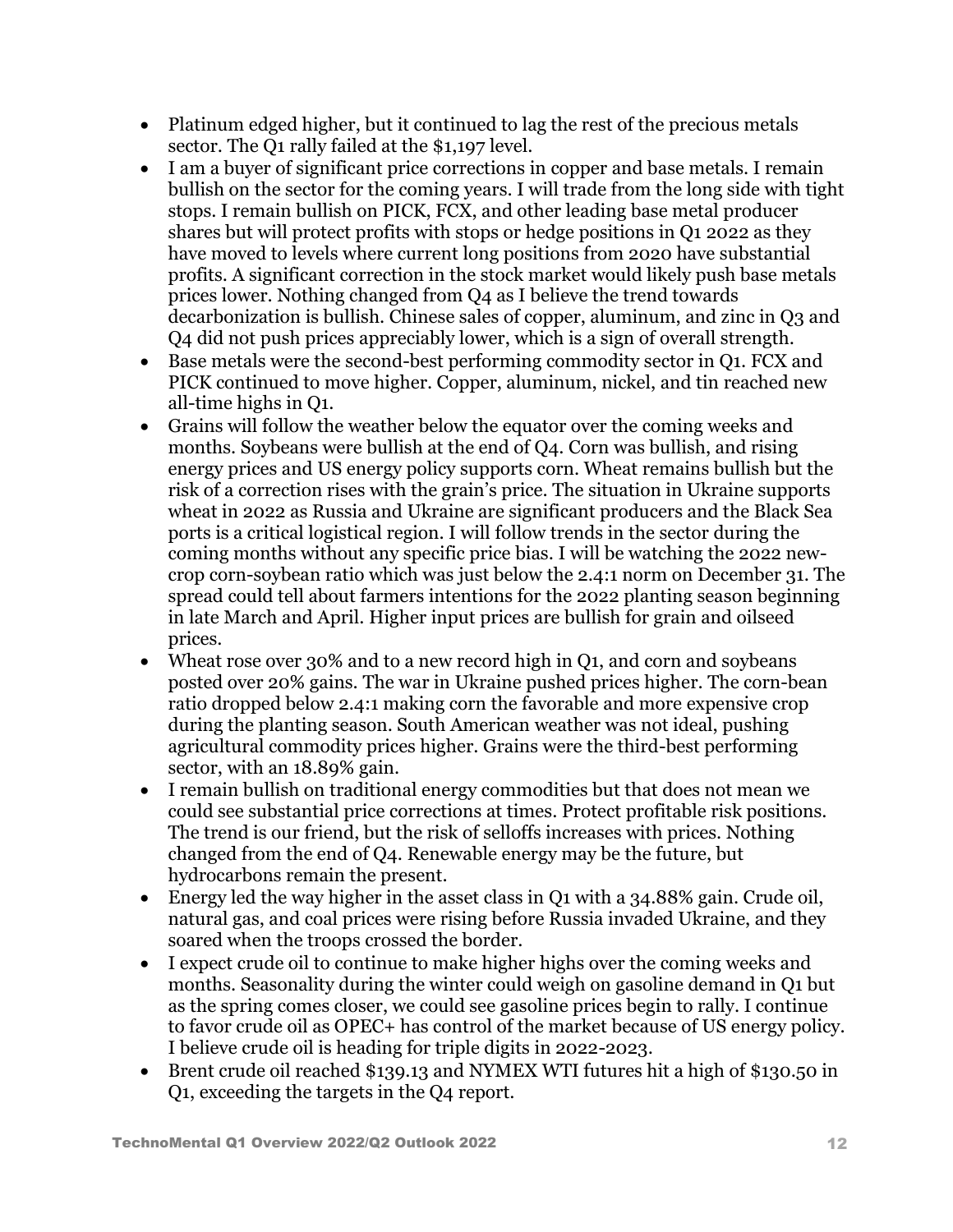- Platinum edged higher, but it continued to lag the rest of the precious metals sector. The Q1 rally failed at the $1,197 level.
- I am a buyer of significant price corrections in copper and base metals. I remain bullish on the sector for the coming years. I will trade from the long side with tight stops. I remain bullish on PICK, FCX, and other leading base metal producer shares but will protect profits with stops or hedge positions in Q1 2022 as they have moved to levels where current long positions from 2020 have substantial profits. A significant correction in the stock market would likely push base metals prices lower. Nothing changed from Q4 as I believe the trend towards decarbonization is bullish. Chinese sales of copper, aluminum, and zinc in Q3 and Q4 did not push prices appreciably lower, which is a sign of overall strength.
- Base metals were the second-best performing commodity sector in Q1. FCX and PICK continued to move higher. Copper, aluminum, nickel, and tin reached new all-time highs in Q1.
- Grains will follow the weather below the equator over the coming weeks and months. Soybeans were bullish at the end of Q4. Corn was bullish, and rising energy prices and US energy policy supports corn. Wheat remains bullish but the risk of a correction rises with the grain's price. The situation in Ukraine supports wheat in 2022 as Russia and Ukraine are significant producers and the Black Sea ports is a critical logistical region. I will follow trends in the sector during the coming months without any specific price bias. I will be watching the 2022 new-crop corn-soybean ratio which was just below the 2.4:1 norm on December 31. The spread could tell about farmers intentions for the 2022 planting season beginning in late March and April. Higher input prices are bullish for grain and oilseed prices.
- Wheat rose over 30% and to a new record high in Q1, and corn and soybeans posted over 20% gains. The war in Ukraine pushed prices higher. The corn-bean ratio dropped below 2.4:1 making corn the favorable and more expensive crop during the planting season. South American weather was not ideal, pushing agricultural commodity prices higher. Grains were the third-best performing sector, with an 18.89% gain.
- I remain bullish on traditional energy commodities but that does not mean we could see substantial price corrections at times. Protect profitable risk positions. The trend is our friend, but the risk of selloffs increases with prices. Nothing changed from the end of Q4. Renewable energy may be the future, but hydrocarbons remain the present.
- Energy led the way higher in the asset class in Q1 with a 34.88% gain. Crude oil, natural gas, and coal prices were rising before Russia invaded Ukraine, and they soared when the troops crossed the border.
- I expect crude oil to continue to make higher highs over the coming weeks and months. Seasonality during the winter could weigh on gasoline demand in Q1 but as the spring comes closer, we could see gasoline prices begin to rally. I continue to favor crude oil as OPEC+ has control of the market because of US energy policy. I believe crude oil is heading for triple digits in 2022-2023.
- Brent crude oil reached $139.13 and NYMEX WTI futures hit a high of $130.50 in Q1, exceeding the targets in the Q4 report.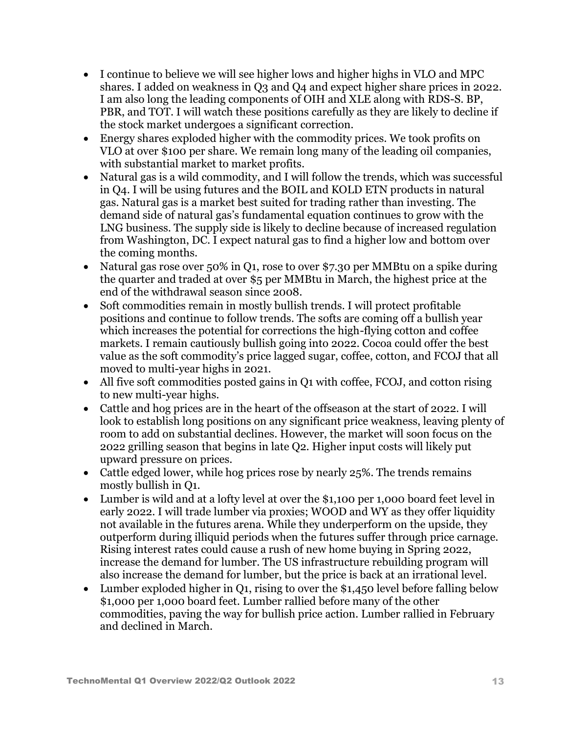- I continue to believe we will see higher lows and higher highs in VLO and MPC shares. I added on weakness in Q3 and Q4 and expect higher share prices in 2022. I am also long the leading components of OIH and XLE along with RDS-S. BP, PBR, and TOT. I will watch these positions carefully as they are likely to decline if the stock market undergoes a significant correction.
- Energy shares exploded higher with the commodity prices. We took profits on VLO at over $100 per share. We remain long many of the leading oil companies, with substantial market to market profits.
- Natural gas is a wild commodity, and I will follow the trends, which was successful in Q4. I will be using futures and the BOIL and KOLD ETN products in natural gas. Natural gas is a market best suited for trading rather than investing. The demand side of natural gas's fundamental equation continues to grow with the LNG business. The supply side is likely to decline because of increased regulation from Washington, DC. I expect natural gas to find a higher low and bottom over the coming months.
- Natural gas rose over 50% in Q1, rose to over $7.30 per MMBtu on a spike during the quarter and traded at over $5 per MMBtu in March, the highest price at the end of the withdrawal season since 2008.
- Soft commodities remain in mostly bullish trends. I will protect profitable positions and continue to follow trends. The softs are coming off a bullish year which increases the potential for corrections the high-flying cotton and coffee markets. I remain cautiously bullish going into 2022. Cocoa could offer the best value as the soft commodity's price lagged sugar, coffee, cotton, and FCOJ that all moved to multi-year highs in 2021.
- All five soft commodities posted gains in Q1 with coffee, FCOJ, and cotton rising to new multi-year highs.
- Cattle and hog prices are in the heart of the offseason at the start of 2022. I will look to establish long positions on any significant price weakness, leaving plenty of room to add on substantial declines. However, the market will soon focus on the 2022 grilling season that begins in late Q2. Higher input costs will likely put upward pressure on prices.
- Cattle edged lower, while hog prices rose by nearly 25%. The trends remains mostly bullish in Q1.
- Lumber is wild and at a lofty level at over the $1,100 per 1,000 board feet level in early 2022. I will trade lumber via proxies; WOOD and WY as they offer liquidity not available in the futures arena. While they underperform on the upside, they outperform during illiquid periods when the futures suffer through price carnage. Rising interest rates could cause a rush of new home buying in Spring 2022, increase the demand for lumber. The US infrastructure rebuilding program will also increase the demand for lumber, but the price is back at an irrational level.
- Lumber exploded higher in Q1, rising to over the $1,450 level before falling below $1,000 per 1,000 board feet. Lumber rallied before many of the other commodities, paving the way for bullish price action. Lumber rallied in February and declined in March.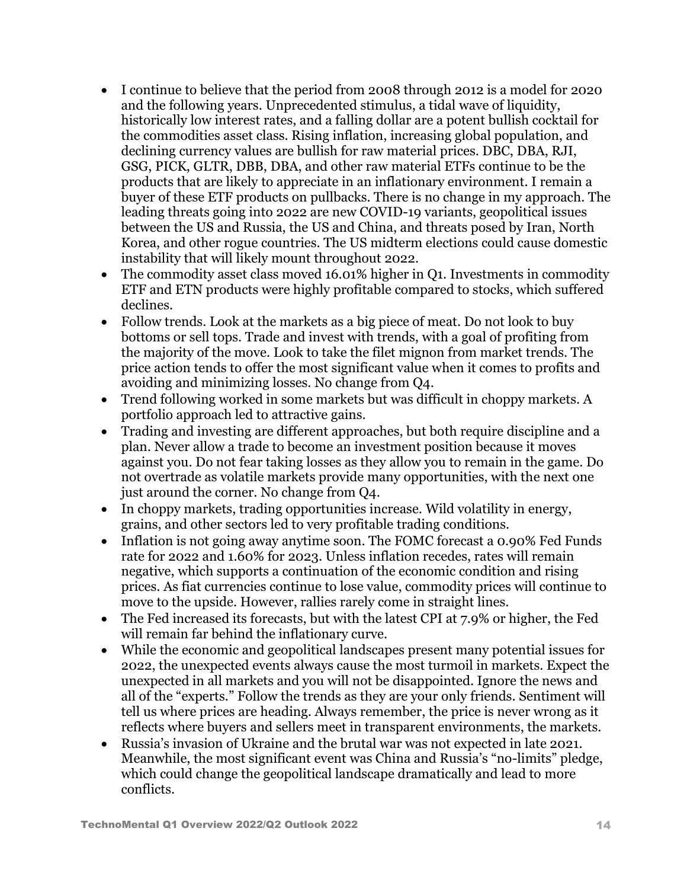- I continue to believe that the period from 2008 through 2012 is a model for 2020 and the following years. Unprecedented stimulus, a tidal wave of liquidity, historically low interest rates, and a falling dollar are a potent bullish cocktail for the commodities asset class. Rising inflation, increasing global population, and declining currency values are bullish for raw material prices. DBC, DBA, RJI, GSG, PICK, GLTR, DBB, DBA, and other raw material ETFs continue to be the products that are likely to appreciate in an inflationary environment. I remain a buyer of these ETF products on pullbacks. There is no change in my approach. The leading threats going into 2022 are new COVID-19 variants, geopolitical issues between the US and Russia, the US and China, and threats posed by Iran, North Korea, and other rogue countries. The US midterm elections could cause domestic instability that will likely mount throughout 2022.
- The commodity asset class moved 16.01% higher in Q1. Investments in commodity ETF and ETN products were highly profitable compared to stocks, which suffered declines.
- Follow trends. Look at the markets as a big piece of meat. Do not look to buy bottoms or sell tops. Trade and invest with trends, with a goal of profiting from the majority of the move. Look to take the filet mignon from market trends. The price action tends to offer the most significant value when it comes to profits and avoiding and minimizing losses. No change from Q4.
- Trend following worked in some markets but was difficult in choppy markets. A portfolio approach led to attractive gains.
- Trading and investing are different approaches, but both require discipline and a plan. Never allow a trade to become an investment position because it moves against you. Do not fear taking losses as they allow you to remain in the game. Do not overtrade as volatile markets provide many opportunities, with the next one just around the corner. No change from Q4.
- In choppy markets, trading opportunities increase. Wild volatility in energy, grains, and other sectors led to very profitable trading conditions.
- Inflation is not going away anytime soon. The FOMC forecast a 0.90% Fed Funds rate for 2022 and 1.60% for 2023. Unless inflation recedes, rates will remain negative, which supports a continuation of the economic condition and rising prices. As fiat currencies continue to lose value, commodity prices will continue to move to the upside. However, rallies rarely come in straight lines.
- The Fed increased its forecasts, but with the latest CPI at 7.9% or higher, the Fed will remain far behind the inflationary curve.
- While the economic and geopolitical landscapes present many potential issues for 2022, the unexpected events always cause the most turmoil in markets. Expect the unexpected in all markets and you will not be disappointed. Ignore the news and all of the "experts." Follow the trends as they are your only friends. Sentiment will tell us where prices are heading. Always remember, the price is never wrong as it reflects where buyers and sellers meet in transparent environments, the markets.
- Russia's invasion of Ukraine and the brutal war was not expected in late 2021. Meanwhile, the most significant event was China and Russia's "no-limits" pledge, which could change the geopolitical landscape dramatically and lead to more conflicts.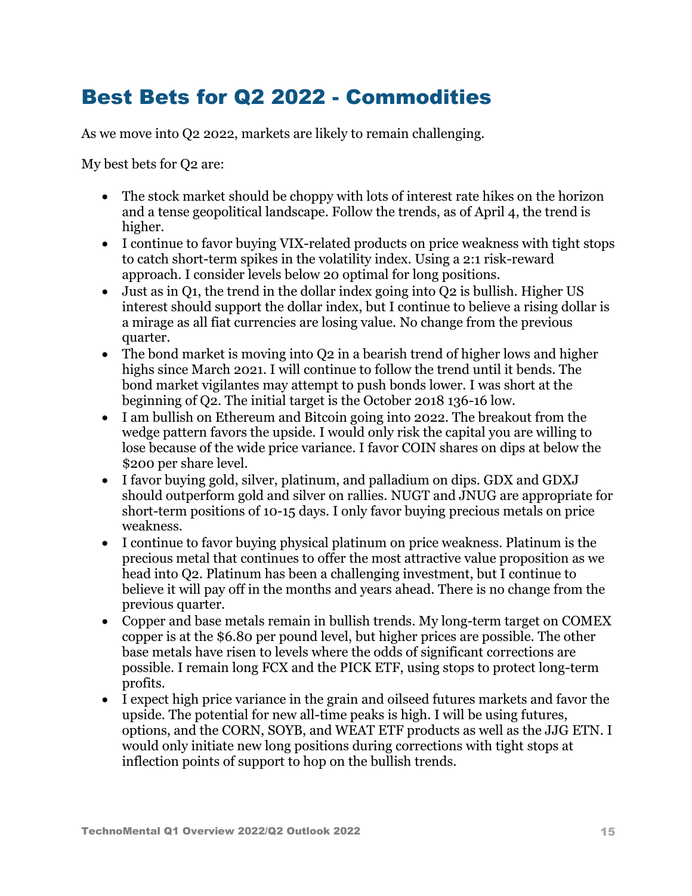# Best Bets for Q2 2022 - Commodities

As we move into Q2 2022, markets are likely to remain challenging.

My best bets for Q2 are:

- The stock market should be choppy with lots of interest rate hikes on the horizon and a tense geopolitical landscape. Follow the trends, as of April 4, the trend is higher.
- I continue to favor buying VIX-related products on price weakness with tight stops to catch short-term spikes in the volatility index. Using a 2:1 risk-reward approach. I consider levels below 20 optimal for long positions.
- Just as in Q1, the trend in the dollar index going into Q2 is bullish. Higher US interest should support the dollar index, but I continue to believe a rising dollar is a mirage as all fiat currencies are losing value. No change from the previous quarter.
- The bond market is moving into Q2 in a bearish trend of higher lows and higher highs since March 2021. I will continue to follow the trend until it bends. The bond market vigilantes may attempt to push bonds lower. I was short at the beginning of Q2. The initial target is the October 2018 136-16 low.
- I am bullish on Ethereum and Bitcoin going into 2022. The breakout from the wedge pattern favors the upside. I would only risk the capital you are willing to lose because of the wide price variance. I favor COIN shares on dips at below the $200 per share level.
- I favor buying gold, silver, platinum, and palladium on dips. GDX and GDXJ should outperform gold and silver on rallies. NUGT and JNUG are appropriate for short-term positions of 10-15 days. I only favor buying precious metals on price weakness.
- I continue to favor buying physical platinum on price weakness. Platinum is the precious metal that continues to offer the most attractive value proposition as we head into Q2. Platinum has been a challenging investment, but I continue to believe it will pay off in the months and years ahead. There is no change from the previous quarter.
- Copper and base metals remain in bullish trends. My long-term target on COMEX copper is at the $6.80 per pound level, but higher prices are possible. The other base metals have risen to levels where the odds of significant corrections are possible. I remain long FCX and the PICK ETF, using stops to protect long-term profits.
- I expect high price variance in the grain and oilseed futures markets and favor the upside. The potential for new all-time peaks is high. I will be using futures, options, and the CORN, SOYB, and WEAT ETF products as well as the JJG ETN. I would only initiate new long positions during corrections with tight stops at inflection points of support to hop on the bullish trends.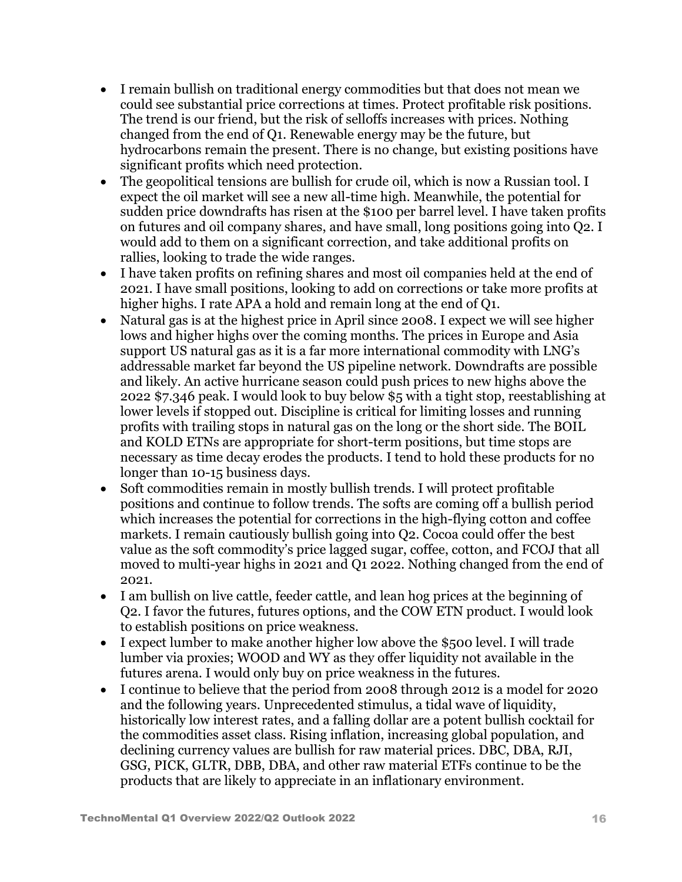- I remain bullish on traditional energy commodities but that does not mean we could see substantial price corrections at times. Protect profitable risk positions. The trend is our friend, but the risk of selloffs increases with prices. Nothing changed from the end of Q1. Renewable energy may be the future, but hydrocarbons remain the present. There is no change, but existing positions have significant profits which need protection.
- The geopolitical tensions are bullish for crude oil, which is now a Russian tool. I expect the oil market will see a new all-time high. Meanwhile, the potential for sudden price downdrafts has risen at the $100 per barrel level. I have taken profits on futures and oil company shares, and have small, long positions going into Q2. I would add to them on a significant correction, and take additional profits on rallies, looking to trade the wide ranges.
- I have taken profits on refining shares and most oil companies held at the end of 2021. I have small positions, looking to add on corrections or take more profits at higher highs. I rate APA a hold and remain long at the end of Q1.
- Natural gas is at the highest price in April since 2008. I expect we will see higher lows and higher highs over the coming months. The prices in Europe and Asia support US natural gas as it is a far more international commodity with LNG's addressable market far beyond the US pipeline network. Downdrafts are possible and likely. An active hurricane season could push prices to new highs above the 2022 $7.346 peak. I would look to buy below $5 with a tight stop, reestablishing at lower levels if stopped out. Discipline is critical for limiting losses and running profits with trailing stops in natural gas on the long or the short side. The BOIL and KOLD ETNs are appropriate for short-term positions, but time stops are necessary as time decay erodes the products. I tend to hold these products for no longer than 10-15 business days.
- Soft commodities remain in mostly bullish trends. I will protect profitable positions and continue to follow trends. The softs are coming off a bullish period which increases the potential for corrections in the high-flying cotton and coffee markets. I remain cautiously bullish going into Q2. Cocoa could offer the best value as the soft commodity's price lagged sugar, coffee, cotton, and FCOJ that all moved to multi-year highs in 2021 and Q1 2022. Nothing changed from the end of 2021.
- I am bullish on live cattle, feeder cattle, and lean hog prices at the beginning of Q2. I favor the futures, futures options, and the COW ETN product. I would look to establish positions on price weakness.
- I expect lumber to make another higher low above the $500 level. I will trade lumber via proxies; WOOD and WY as they offer liquidity not available in the futures arena. I would only buy on price weakness in the futures.
- I continue to believe that the period from 2008 through 2012 is a model for 2020 and the following years. Unprecedented stimulus, a tidal wave of liquidity, historically low interest rates, and a falling dollar are a potent bullish cocktail for the commodities asset class. Rising inflation, increasing global population, and declining currency values are bullish for raw material prices. DBC, DBA, RJI, GSG, PICK, GLTR, DBB, DBA, and other raw material ETFs continue to be the products that are likely to appreciate in an inflationary environment.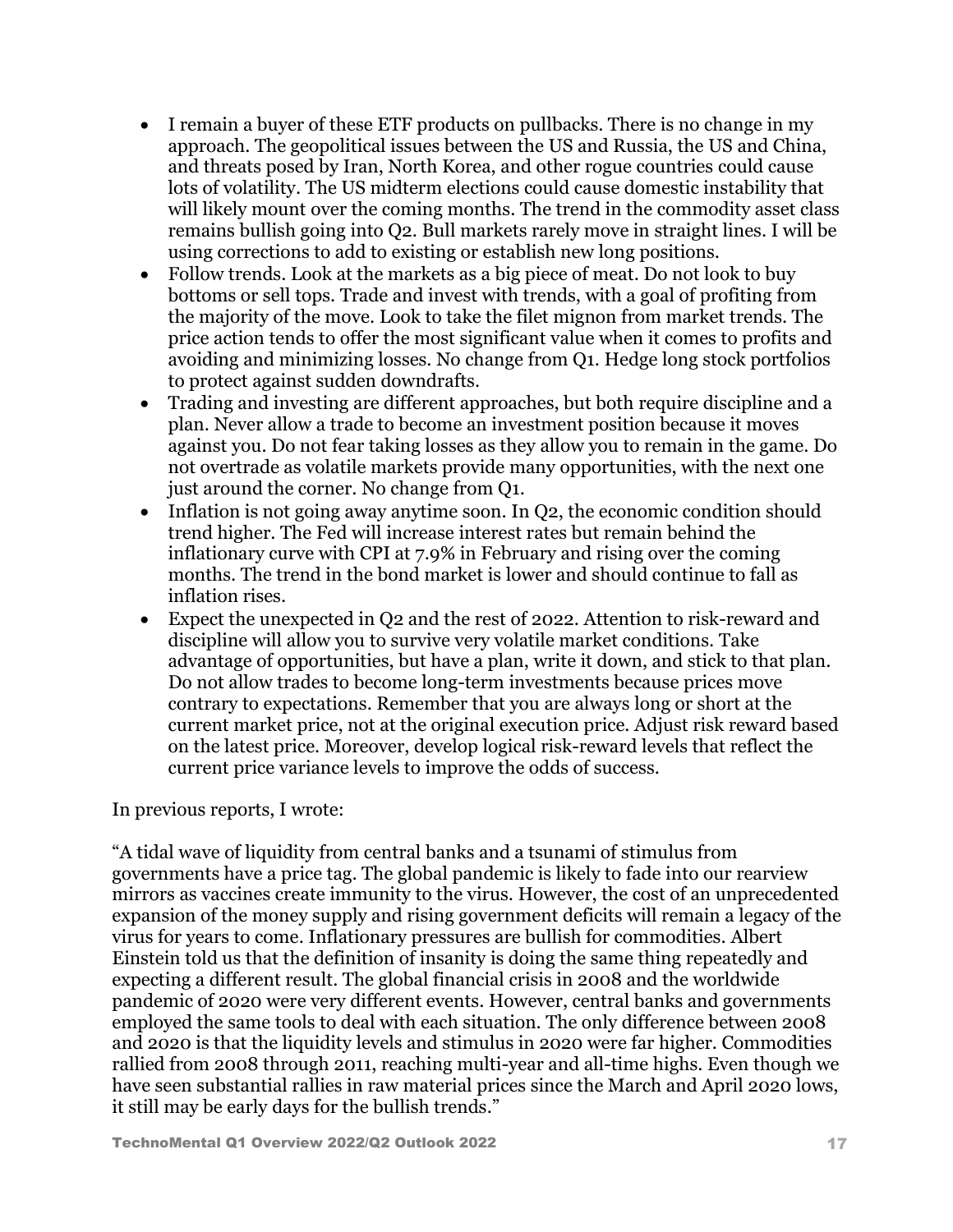- I remain a buyer of these ETF products on pullbacks. There is no change in my approach. The geopolitical issues between the US and Russia, the US and China, and threats posed by Iran, North Korea, and other rogue countries could cause lots of volatility. The US midterm elections could cause domestic instability that will likely mount over the coming months. The trend in the commodity asset class remains bullish going into Q2. Bull markets rarely move in straight lines. I will be using corrections to add to existing or establish new long positions.
- Follow trends. Look at the markets as a big piece of meat. Do not look to buy bottoms or sell tops. Trade and invest with trends, with a goal of profiting from the majority of the move. Look to take the filet mignon from market trends. The price action tends to offer the most significant value when it comes to profits and avoiding and minimizing losses. No change from Q1. Hedge long stock portfolios to protect against sudden downdrafts.
- Trading and investing are different approaches, but both require discipline and a plan. Never allow a trade to become an investment position because it moves against you. Do not fear taking losses as they allow you to remain in the game. Do not overtrade as volatile markets provide many opportunities, with the next one just around the corner. No change from Q1.
- Inflation is not going away anytime soon. In Q2, the economic condition should trend higher. The Fed will increase interest rates but remain behind the inflationary curve with CPI at 7.9% in February and rising over the coming months. The trend in the bond market is lower and should continue to fall as inflation rises.
- Expect the unexpected in Q2 and the rest of 2022. Attention to risk-reward and discipline will allow you to survive very volatile market conditions. Take advantage of opportunities, but have a plan, write it down, and stick to that plan. Do not allow trades to become long-term investments because prices move contrary to expectations. Remember that you are always long or short at the current market price, not at the original execution price. Adjust risk reward based on the latest price. Moreover, develop logical risk-reward levels that reflect the current price variance levels to improve the odds of success.

In previous reports, I wrote:

"A tidal wave of liquidity from central banks and a tsunami of stimulus from governments have a price tag. The global pandemic is likely to fade into our rearview mirrors as vaccines create immunity to the virus. However, the cost of an unprecedented expansion of the money supply and rising government deficits will remain a legacy of the virus for years to come. Inflationary pressures are bullish for commodities. Albert Einstein told us that the definition of insanity is doing the same thing repeatedly and expecting a different result. The global financial crisis in 2008 and the worldwide pandemic of 2020 were very different events. However, central banks and governments employed the same tools to deal with each situation. The only difference between 2008 and 2020 is that the liquidity levels and stimulus in 2020 were far higher. Commodities rallied from 2008 through 2011, reaching multi-year and all-time highs. Even though we have seen substantial rallies in raw material prices since the March and April 2020 lows, it still may be early days for the bullish trends."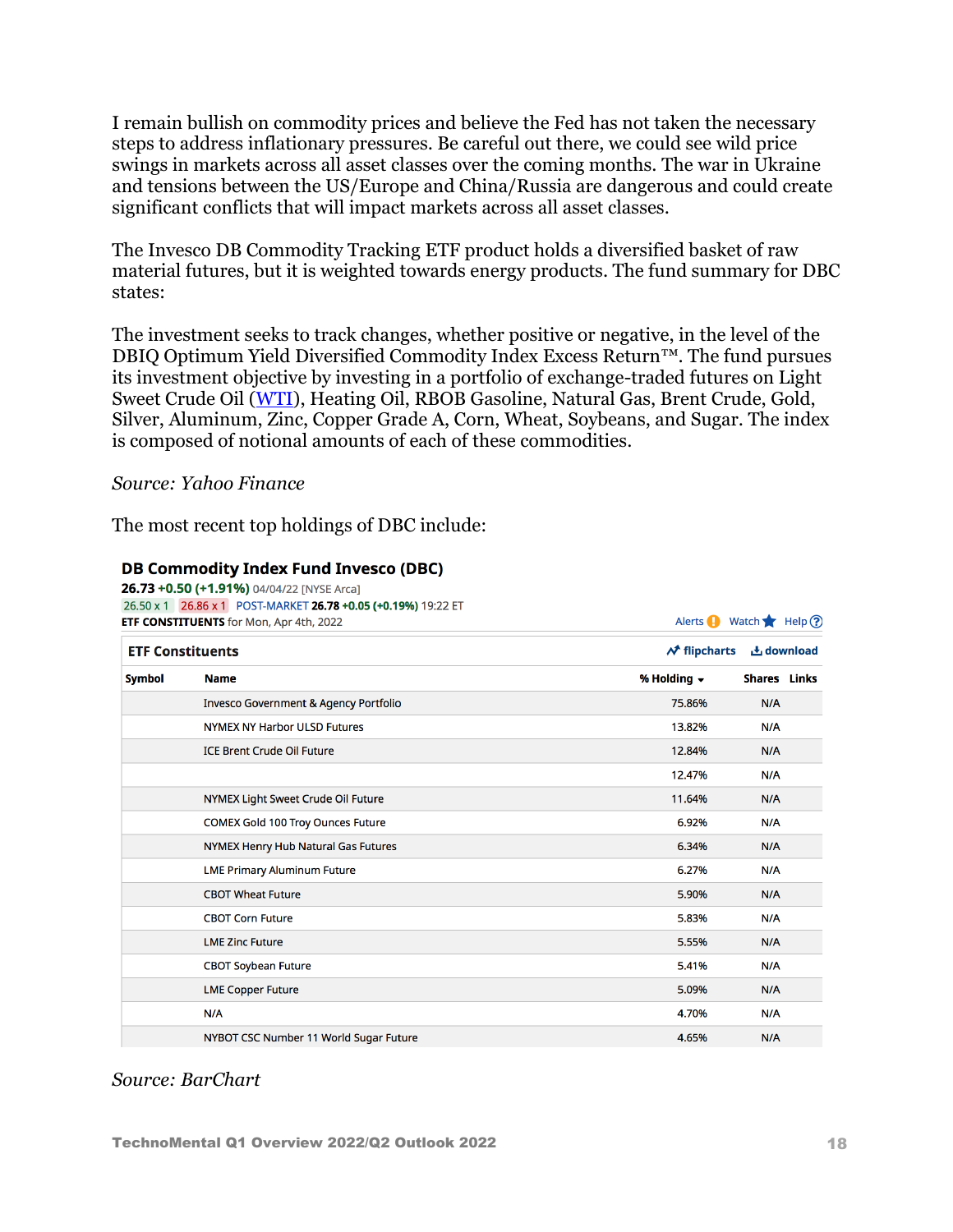I remain bullish on commodity prices and believe the Fed has not taken the necessary steps to address inflationary pressures. Be careful out there, we could see wild price swings in markets across all asset classes over the coming months. The war in Ukraine and tensions between the US/Europe and China/Russia are dangerous and could create significant conflicts that will impact markets across all asset classes.

The Invesco DB Commodity Tracking ETF product holds a diversified basket of raw material futures, but it is weighted towards energy products. The fund summary for DBC states:

The investment seeks to track changes, whether positive or negative, in the level of the DBIQ Optimum Yield Diversified Commodity Index Excess Return™. The fund pursues its investment objective by investing in a portfolio of exchange-traded futures on Light Sweet Crude Oil (WTI), Heating Oil, RBOB Gasoline, Natural Gas, Brent Crude, Gold, Silver, Aluminum, Zinc, Copper Grade A, Corn, Wheat, Soybeans, and Sugar. The index is composed of notional amounts of each of these commodities.

*Source: Yahoo Finance*

The most recent top holdings of DBC include:

**DB Commodity Index Fund Invesco (DBC)**

**26.73 +0.50 (+1.91%)** 04/04/22 [NYSE Arca]

26.50 x 1 26.86 x 1 POST-MARKET **26.78 +0.05 (+0.19%)** 19:22 ET

**ETF CONSTITUENTS** for Mon, Apr 4th, 2022

**ETF Constituents**

| Symbol | Name | % Holding | Shares | Links |
|---|---|---|---|---|
| | Invesco Government & Agency Portfolio | 75.86% | N/A | |
| | NYMEX NY Harbor ULSD Futures | 13.82% | N/A | |
| | ICE Brent Crude Oil Future | 12.84% | N/A | |
| | | 12.47% | N/A | |
| | NYMEX Light Sweet Crude Oil Future | 11.64% | N/A | |
| | COMEX Gold 100 Troy Ounces Future | 6.92% | N/A | |
| | NYMEX Henry Hub Natural Gas Futures | 6.34% | N/A | |
| | LME Primary Aluminum Future | 6.27% | N/A | |
| | CBOT Wheat Future | 5.90% | N/A | |
| | CBOT Corn Future | 5.83% | N/A | |
| | LME Zinc Future | 5.55% | N/A | |
| | CBOT Soybean Future | 5.41% | N/A | |
| | LME Copper Future | 5.09% | N/A | |
| | N/A | 4.70% | N/A | |
| | NYBOT CSC Number 11 World Sugar Future | 4.65% | N/A | |

*Source: BarChart*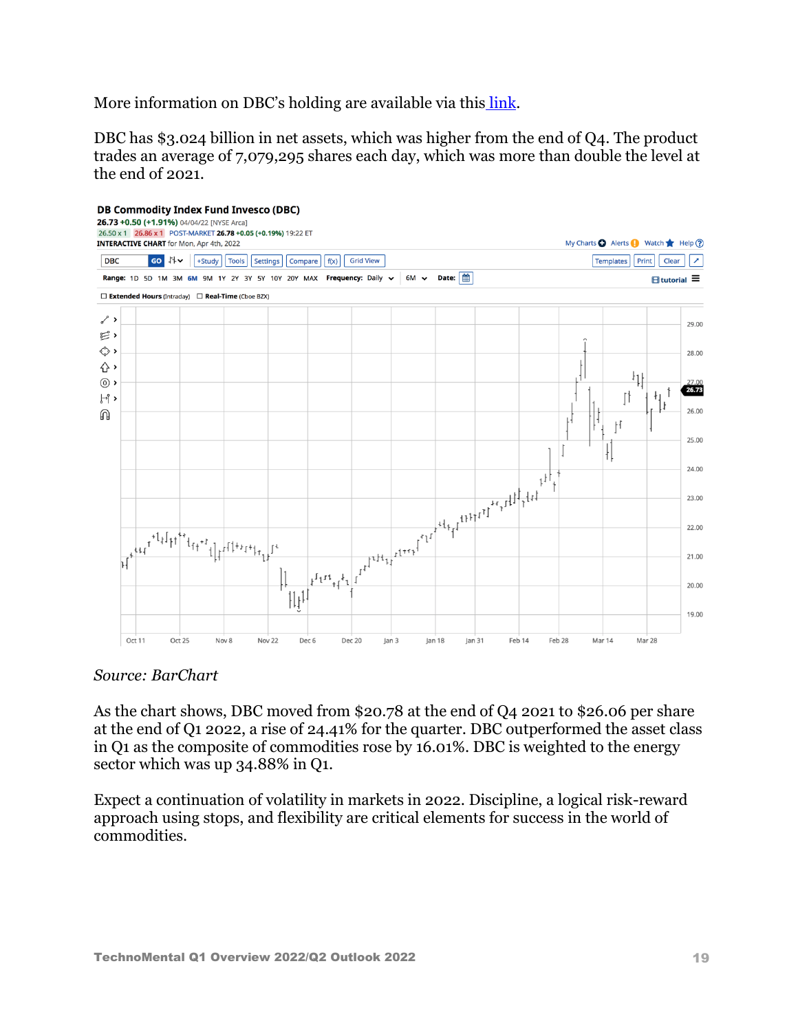More information on DBC's holding are available via this [link](#).

DBC has $3.024 billion in net assets, which was higher from the end of Q4. The product trades an average of 7,079,295 shares each day, which was more than double the level at the end of 2021.

*Source: BarChart*

As the chart shows, DBC moved from $20.78 at the end of Q4 2021 to $26.06 per share at the end of Q1 2022, a rise of 24.41% for the quarter. DBC outperformed the asset class in Q1 as the composite of commodities rose by 16.01%. DBC is weighted to the energy sector which was up 34.88% in Q1.

Expect a continuation of volatility in markets in 2022. Discipline, a logical risk-reward approach using stops, and flexibility are critical elements for success in the world of commodities.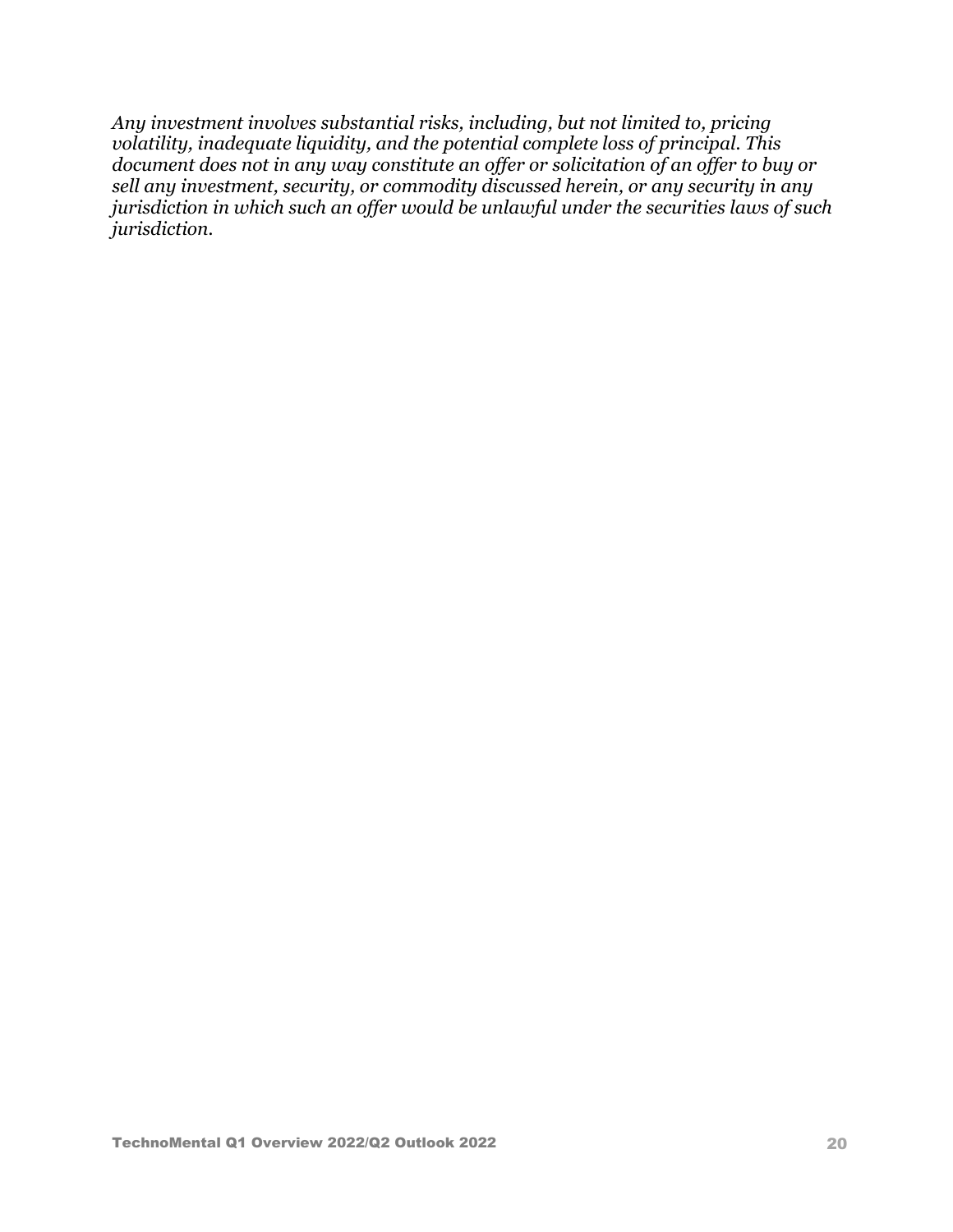*Any investment involves substantial risks, including, but not limited to, pricing volatility, inadequate liquidity, and the potential complete loss of principal. This document does not in any way constitute an offer or solicitation of an offer to buy or sell any investment, security, or commodity discussed herein, or any security in any jurisdiction in which such an offer would be unlawful under the securities laws of such jurisdiction.*